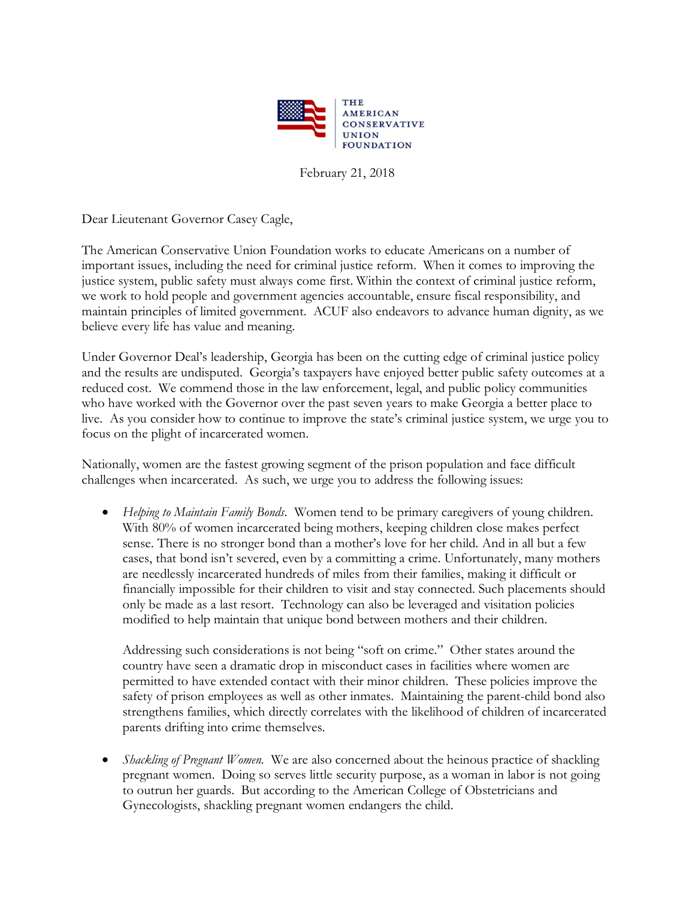THE AMERICAN CONSERVATIVE UNION FOUNDATION

February 21, 2018

Dear Lieutenant Governor Casey Cagle,

The American Conservative Union Foundation works to educate Americans on a number of important issues, including the need for criminal justice reform. When it comes to improving the justice system, public safety must always come first. Within the context of criminal justice reform, we work to hold people and government agencies accountable, ensure fiscal responsibility, and maintain principles of limited government. ACUF also endeavors to advance human dignity, as we believe every life has value and meaning.

Under Governor Deal's leadership, Georgia has been on the cutting edge of criminal justice policy and the results are undisputed. Georgia's taxpayers have enjoyed better public safety outcomes at a reduced cost. We commend those in the law enforcement, legal, and public policy communities who have worked with the Governor over the past seven years to make Georgia a better place to live. As you consider how to continue to improve the state's criminal justice system, we urge you to focus on the plight of incarcerated women.

Nationally, women are the fastest growing segment of the prison population and face difficult challenges when incarcerated. As such, we urge you to address the following issues:

- *Helping to Maintain Family Bonds*. Women tend to be primary caregivers of young children. With 80% of women incarcerated being mothers, keeping children close makes perfect sense. There is no stronger bond than a mother's love for her child. And in all but a few cases, that bond isn't severed, even by a committing a crime. Unfortunately, many mothers are needlessly incarcerated hundreds of miles from their families, making it difficult or financially impossible for their children to visit and stay connected. Such placements should only be made as a last resort. Technology can also be leveraged and visitation policies modified to help maintain that unique bond between mothers and their children.

  Addressing such considerations is not being "soft on crime." Other states around the country have seen a dramatic drop in misconduct cases in facilities where women are permitted to have extended contact with their minor children. These policies improve the safety of prison employees as well as other inmates. Maintaining the parent-child bond also strengthens families, which directly correlates with the likelihood of children of incarcerated parents drifting into crime themselves.

- *Shackling of Pregnant Women.* We are also concerned about the heinous practice of shackling pregnant women. Doing so serves little security purpose, as a woman in labor is not going to outrun her guards. But according to the American College of Obstetricians and Gynecologists, shackling pregnant women endangers the child.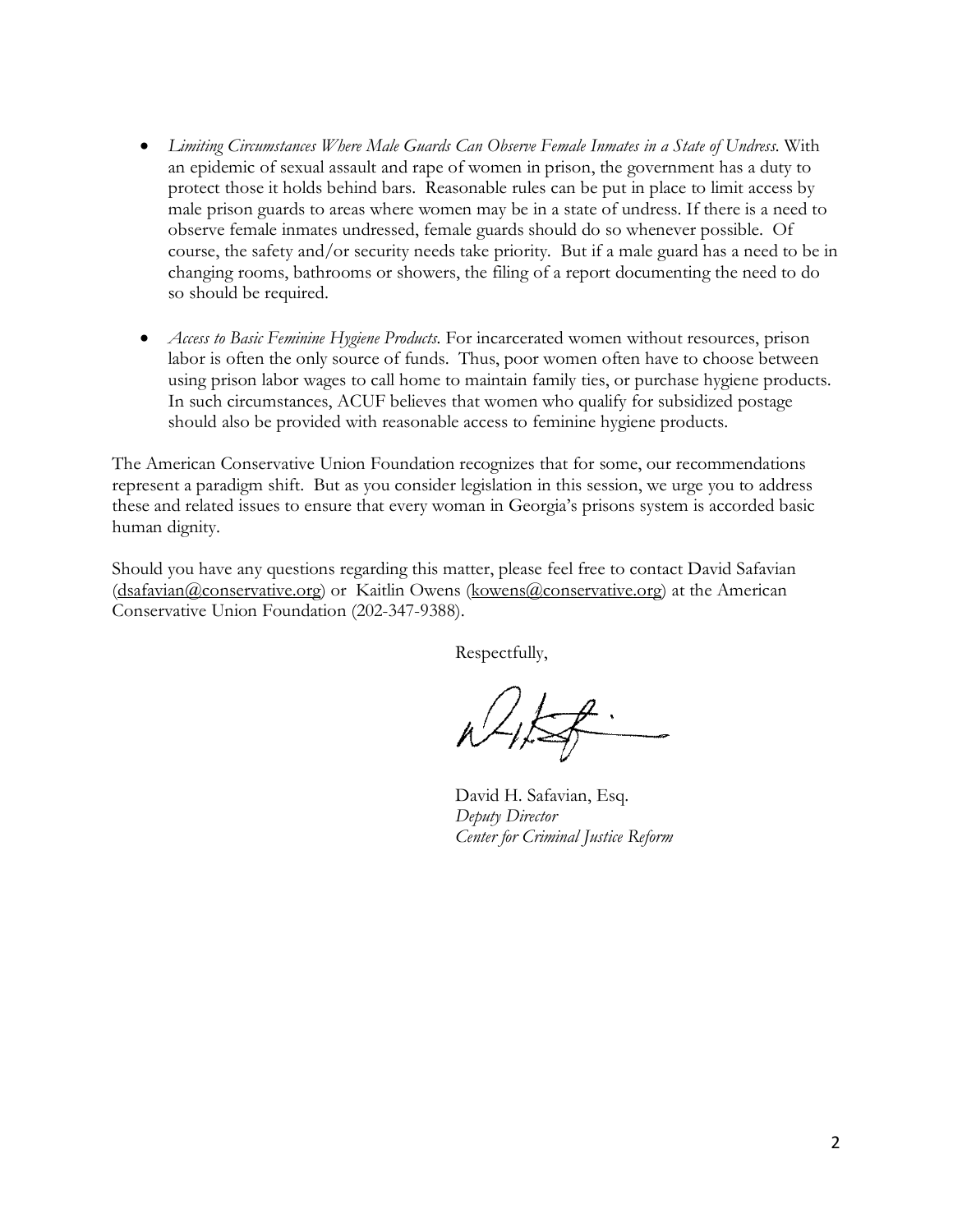- *Limiting Circumstances Where Male Guards Can Observe Female Inmates in a State of Undress.* With an epidemic of sexual assault and rape of women in prison, the government has a duty to protect those it holds behind bars. Reasonable rules can be put in place to limit access by male prison guards to areas where women may be in a state of undress. If there is a need to observe female inmates undressed, female guards should do so whenever possible. Of course, the safety and/or security needs take priority. But if a male guard has a need to be in changing rooms, bathrooms or showers, the filing of a report documenting the need to do so should be required.

- *Access to Basic Feminine Hygiene Products.* For incarcerated women without resources, prison labor is often the only source of funds. Thus, poor women often have to choose between using prison labor wages to call home to maintain family ties, or purchase hygiene products. In such circumstances, ACUF believes that women who qualify for subsidized postage should also be provided with reasonable access to feminine hygiene products.

The American Conservative Union Foundation recognizes that for some, our recommendations represent a paradigm shift. But as you consider legislation in this session, we urge you to address these and related issues to ensure that every woman in Georgia's prisons system is accorded basic human dignity.

Should you have any questions regarding this matter, please feel free to contact David Safavian (dsafavian@conservative.org) or Kaitlin Owens (kowens@conservative.org) at the American Conservative Union Foundation (202-347-9388).

Respectfully,

David H. Safavian, Esq.
*Deputy Director*
*Center for Criminal Justice Reform*